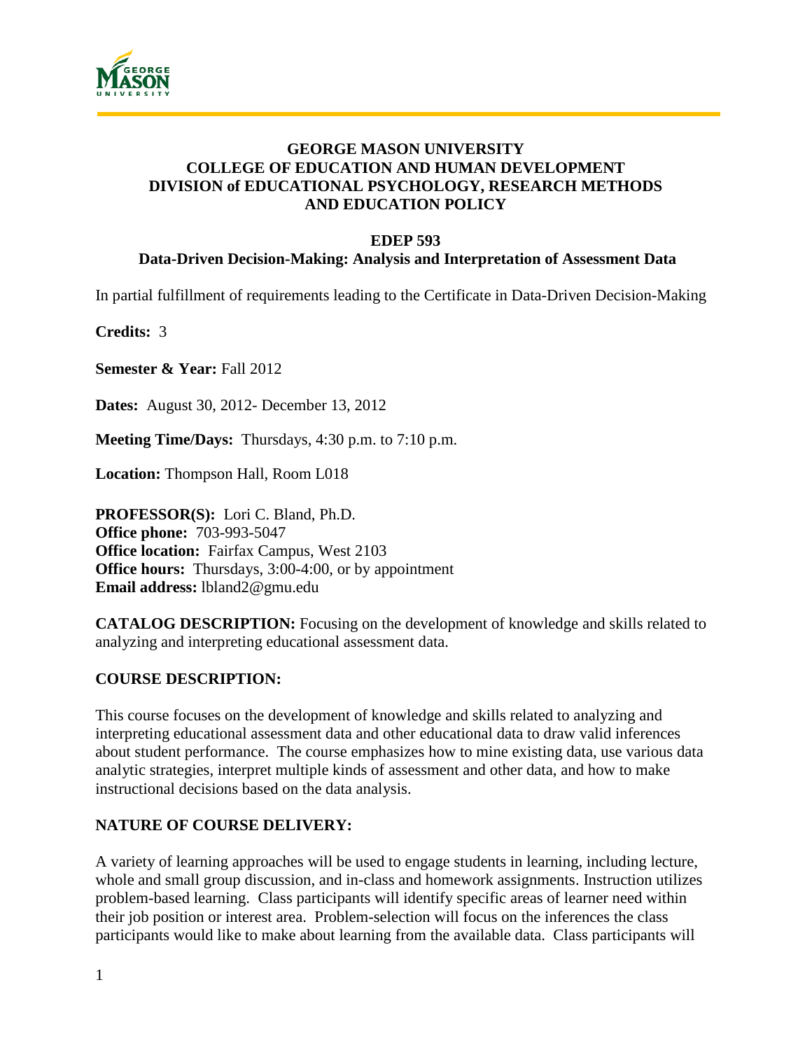# GEORGE MASON UNIVERSITY
## COLLEGE OF EDUCATION AND HUMAN DEVELOPMENT
## DIVISION of EDUCATIONAL PSYCHOLOGY, RESEARCH METHODS AND EDUCATION POLICY

### EDEP 593
### Data-Driven Decision-Making: Analysis and Interpretation of Assessment Data

In partial fulfillment of requirements leading to the Certificate in Data-Driven Decision-Making

**Credits:** 3

**Semester & Year:** Fall 2012

**Dates:** August 30, 2012- December 13, 2012

**Meeting Time/Days:** Thursdays, 4:30 p.m. to 7:10 p.m.

**Location:** Thompson Hall, Room L018

**PROFESSOR(S):** Lori C. Bland, Ph.D.
**Office phone:** 703-993-5047
**Office location:** Fairfax Campus, West 2103
**Office hours:** Thursdays, 3:00-4:00, or by appointment
**Email address:** lbland2@gmu.edu

**CATALOG DESCRIPTION:** Focusing on the development of knowledge and skills related to analyzing and interpreting educational assessment data.

**COURSE DESCRIPTION:**

This course focuses on the development of knowledge and skills related to analyzing and interpreting educational assessment data and other educational data to draw valid inferences about student performance. The course emphasizes how to mine existing data, use various data analytic strategies, interpret multiple kinds of assessment and other data, and how to make instructional decisions based on the data analysis.

**NATURE OF COURSE DELIVERY:**

A variety of learning approaches will be used to engage students in learning, including lecture, whole and small group discussion, and in-class and homework assignments. Instruction utilizes problem-based learning. Class participants will identify specific areas of learner need within their job position or interest area. Problem-selection will focus on the inferences the class participants would like to make about learning from the available data. Class participants will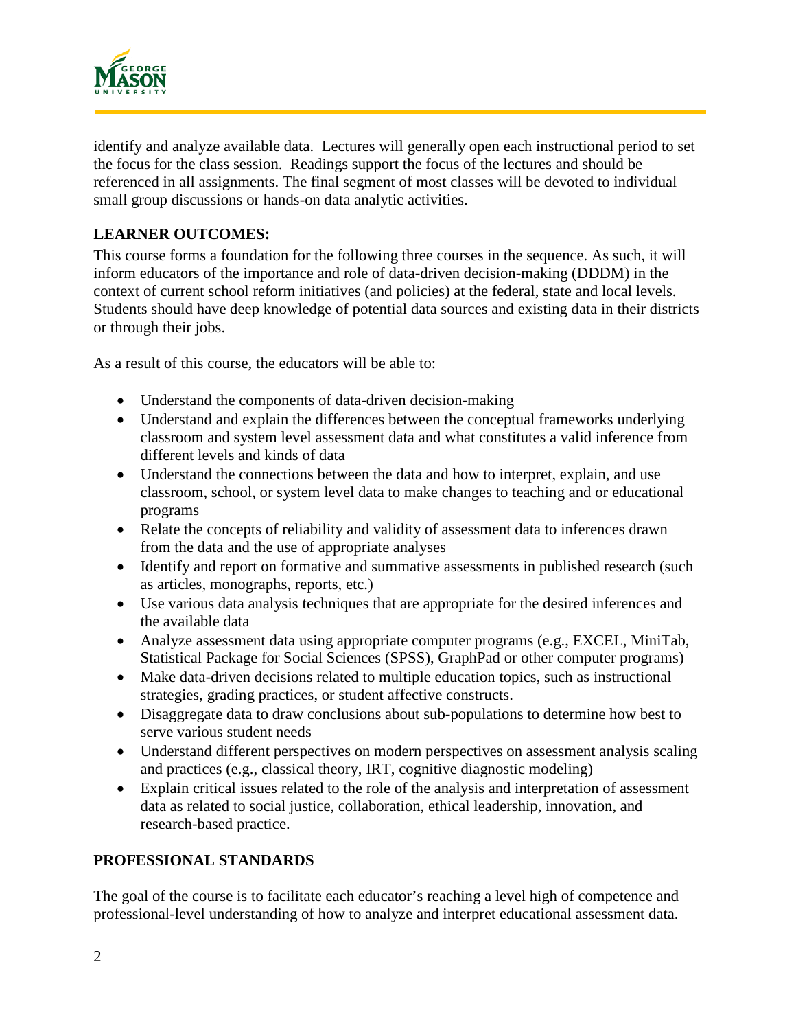identify and analyze available data. Lectures will generally open each instructional period to set the focus for the class session. Readings support the focus of the lectures and should be referenced in all assignments. The final segment of most classes will be devoted to individual small group discussions or hands-on data analytic activities.

## LEARNER OUTCOMES:

This course forms a foundation for the following three courses in the sequence. As such, it will inform educators of the importance and role of data-driven decision-making (DDDM) in the context of current school reform initiatives (and policies) at the federal, state and local levels. Students should have deep knowledge of potential data sources and existing data in their districts or through their jobs.

As a result of this course, the educators will be able to:

- Understand the components of data-driven decision-making
- Understand and explain the differences between the conceptual frameworks underlying classroom and system level assessment data and what constitutes a valid inference from different levels and kinds of data
- Understand the connections between the data and how to interpret, explain, and use classroom, school, or system level data to make changes to teaching and or educational programs
- Relate the concepts of reliability and validity of assessment data to inferences drawn from the data and the use of appropriate analyses
- Identify and report on formative and summative assessments in published research (such as articles, monographs, reports, etc.)
- Use various data analysis techniques that are appropriate for the desired inferences and the available data
- Analyze assessment data using appropriate computer programs (e.g., EXCEL, MiniTab, Statistical Package for Social Sciences (SPSS), GraphPad or other computer programs)
- Make data-driven decisions related to multiple education topics, such as instructional strategies, grading practices, or student affective constructs.
- Disaggregate data to draw conclusions about sub-populations to determine how best to serve various student needs
- Understand different perspectives on modern perspectives on assessment analysis scaling and practices (e.g., classical theory, IRT, cognitive diagnostic modeling)
- Explain critical issues related to the role of the analysis and interpretation of assessment data as related to social justice, collaboration, ethical leadership, innovation, and research-based practice.

## PROFESSIONAL STANDARDS

The goal of the course is to facilitate each educator's reaching a level high of competence and professional-level understanding of how to analyze and interpret educational assessment data.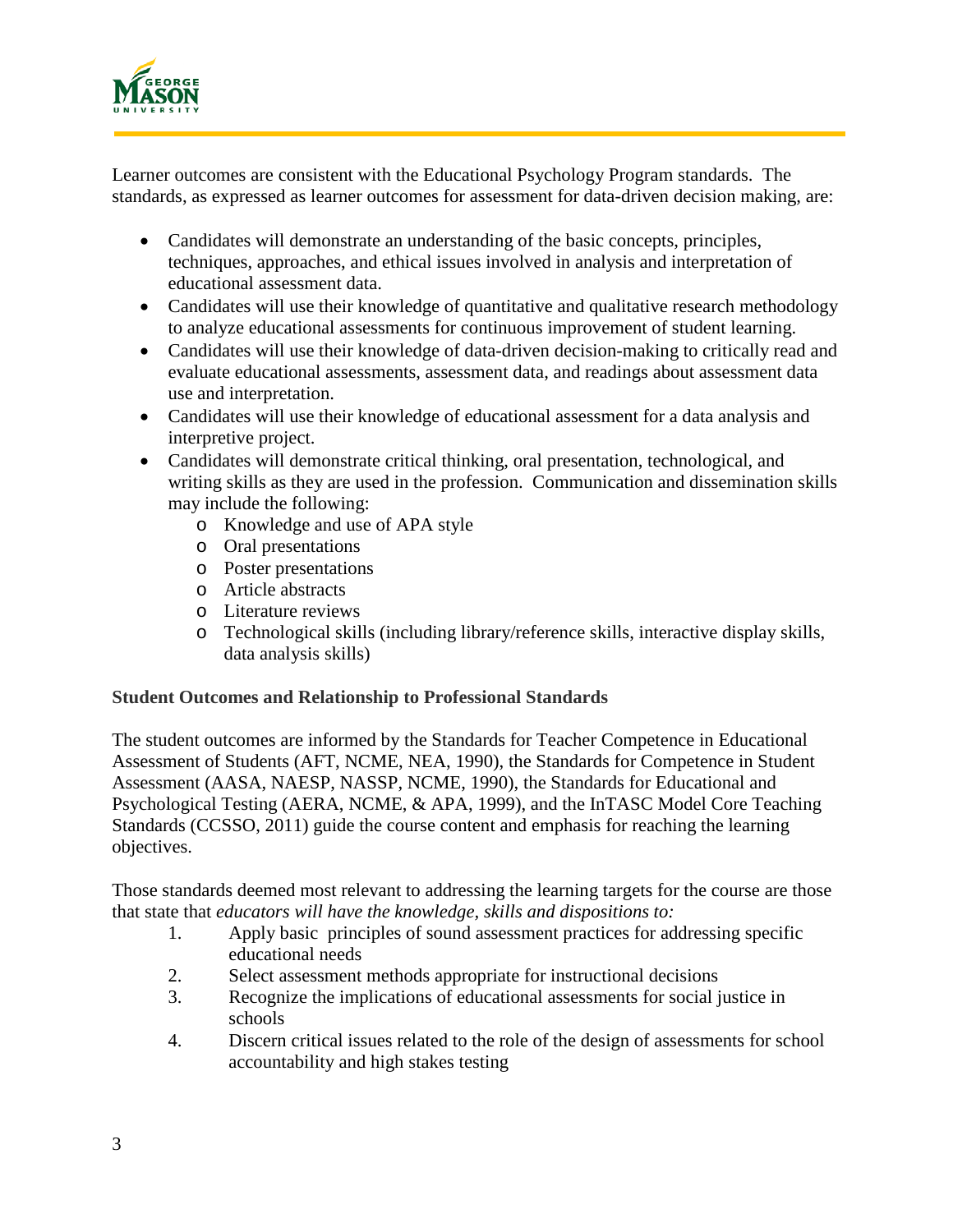Learner outcomes are consistent with the Educational Psychology Program standards. The standards, as expressed as learner outcomes for assessment for data-driven decision making, are:

- Candidates will demonstrate an understanding of the basic concepts, principles, techniques, approaches, and ethical issues involved in analysis and interpretation of educational assessment data.
- Candidates will use their knowledge of quantitative and qualitative research methodology to analyze educational assessments for continuous improvement of student learning.
- Candidates will use their knowledge of data-driven decision-making to critically read and evaluate educational assessments, assessment data, and readings about assessment data use and interpretation.
- Candidates will use their knowledge of educational assessment for a data analysis and interpretive project.
- Candidates will demonstrate critical thinking, oral presentation, technological, and writing skills as they are used in the profession. Communication and dissemination skills may include the following:
  - Knowledge and use of APA style
  - Oral presentations
  - Poster presentations
  - Article abstracts
  - Literature reviews
  - Technological skills (including library/reference skills, interactive display skills, data analysis skills)

**Student Outcomes and Relationship to Professional Standards**

The student outcomes are informed by the Standards for Teacher Competence in Educational Assessment of Students (AFT, NCME, NEA, 1990), the Standards for Competence in Student Assessment (AASA, NAESP, NASSP, NCME, 1990), the Standards for Educational and Psychological Testing (AERA, NCME, & APA, 1999), and the InTASC Model Core Teaching Standards (CCSSO, 2011) guide the course content and emphasis for reaching the learning objectives.

Those standards deemed most relevant to addressing the learning targets for the course are those that state that *educators will have the knowledge, skills and dispositions to:*

1. Apply basic principles of sound assessment practices for addressing specific educational needs
2. Select assessment methods appropriate for instructional decisions
3. Recognize the implications of educational assessments for social justice in schools
4. Discern critical issues related to the role of the design of assessments for school accountability and high stakes testing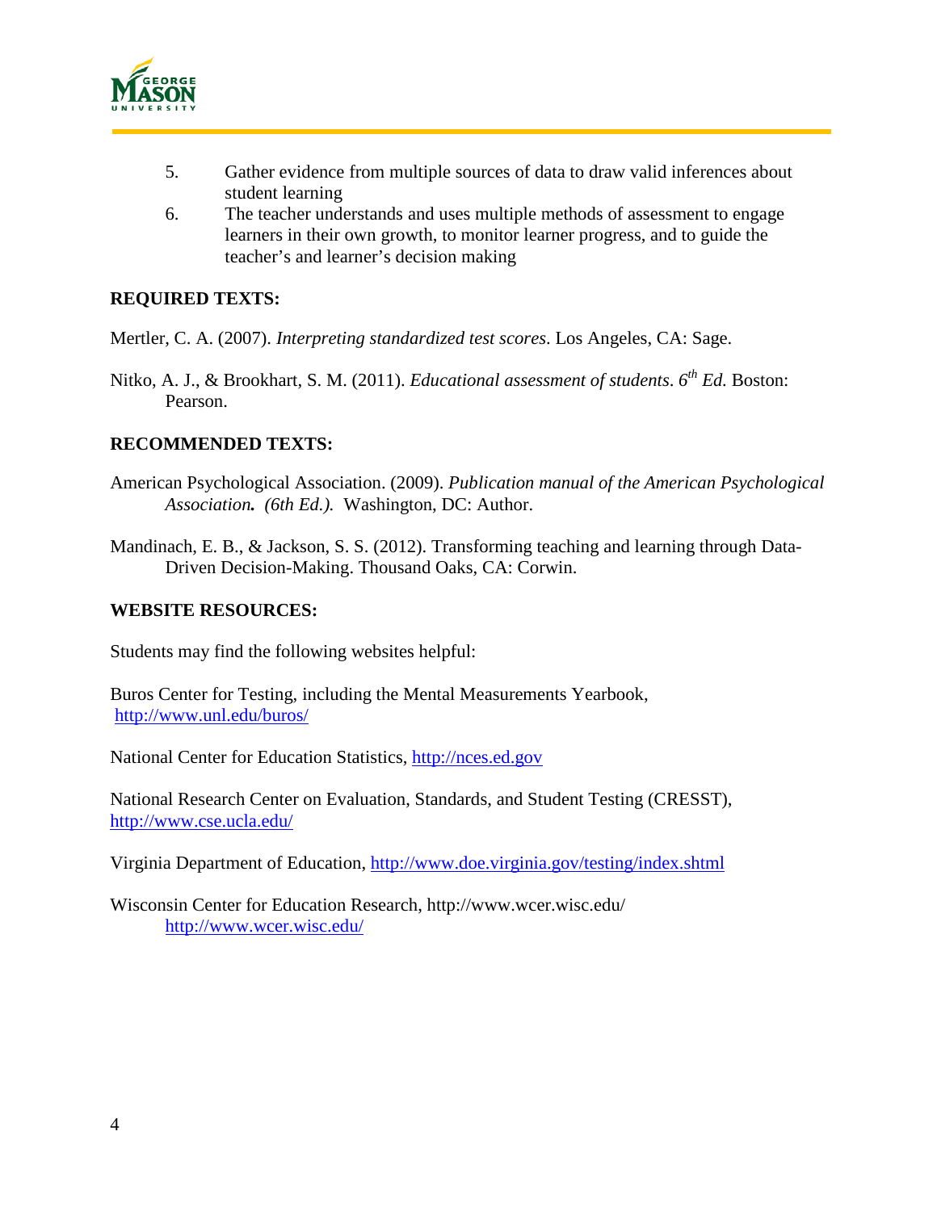5. Gather evidence from multiple sources of data to draw valid inferences about student learning
6. The teacher understands and uses multiple methods of assessment to engage learners in their own growth, to monitor learner progress, and to guide the teacher's and learner's decision making

**REQUIRED TEXTS:**

Mertler, C. A. (2007). *Interpreting standardized test scores*. Los Angeles, CA: Sage.

Nitko, A. J., & Brookhart, S. M. (2011). *Educational assessment of students*. *6th Ed.* Boston: Pearson.

**RECOMMENDED TEXTS:**

American Psychological Association. (2009). *Publication manual of the American Psychological Association.* *(6th Ed.).* Washington, DC: Author.

Mandinach, E. B., & Jackson, S. S. (2012). Transforming teaching and learning through Data-Driven Decision-Making. Thousand Oaks, CA: Corwin.

**WEBSITE RESOURCES:**

Students may find the following websites helpful:

Buros Center for Testing, including the Mental Measurements Yearbook, http://www.unl.edu/buros/

National Center for Education Statistics, http://nces.ed.gov

National Research Center on Evaluation, Standards, and Student Testing (CRESST), http://www.cse.ucla.edu/

Virginia Department of Education, http://www.doe.virginia.gov/testing/index.shtml

Wisconsin Center for Education Research, http://www.wcer.wisc.edu/ http://www.wcer.wisc.edu/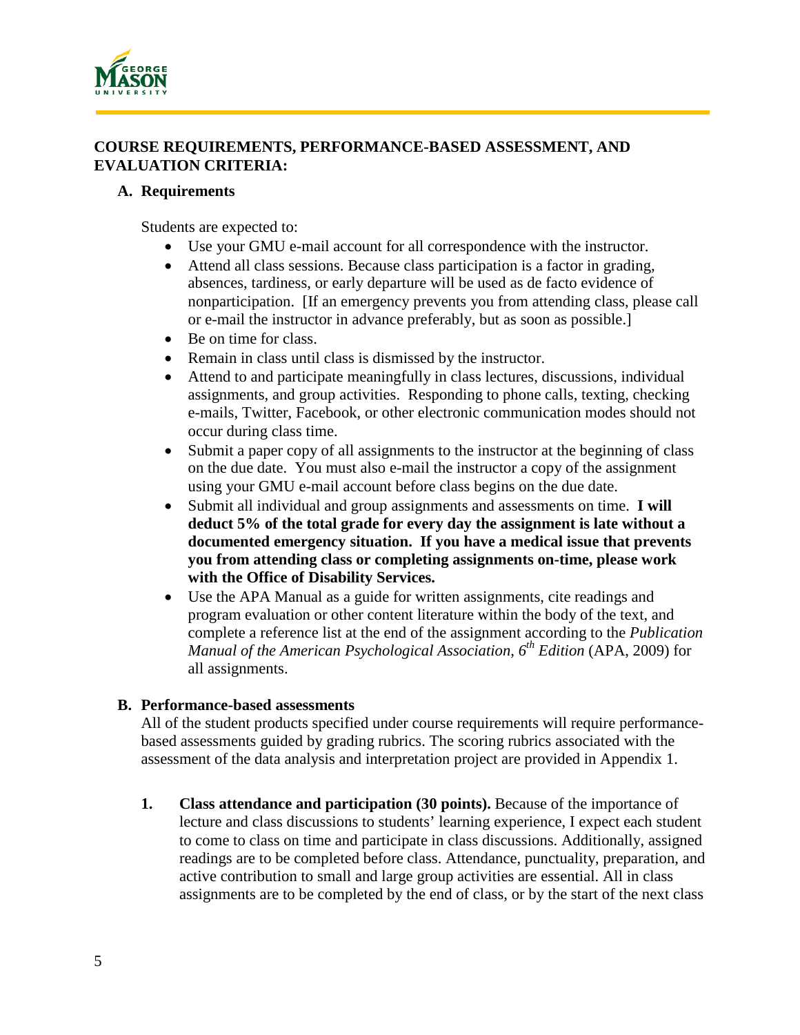## COURSE REQUIREMENTS, PERFORMANCE-BASED ASSESSMENT, AND EVALUATION CRITERIA:

### A. Requirements

Students are expected to:

- Use your GMU e-mail account for all correspondence with the instructor.
- Attend all class sessions. Because class participation is a factor in grading, absences, tardiness, or early departure will be used as de facto evidence of nonparticipation. [If an emergency prevents you from attending class, please call or e-mail the instructor in advance preferably, but as soon as possible.]
- Be on time for class.
- Remain in class until class is dismissed by the instructor.
- Attend to and participate meaningfully in class lectures, discussions, individual assignments, and group activities. Responding to phone calls, texting, checking e-mails, Twitter, Facebook, or other electronic communication modes should not occur during class time.
- Submit a paper copy of all assignments to the instructor at the beginning of class on the due date. You must also e-mail the instructor a copy of the assignment using your GMU e-mail account before class begins on the due date.
- Submit all individual and group assignments and assessments on time. **I will deduct 5% of the total grade for every day the assignment is late without a documented emergency situation. If you have a medical issue that prevents you from attending class or completing assignments on-time, please work with the Office of Disability Services.**
- Use the APA Manual as a guide for written assignments, cite readings and program evaluation or other content literature within the body of the text, and complete a reference list at the end of the assignment according to the *Publication Manual of the American Psychological Association, 6th Edition* (APA, 2009) for all assignments.

### B. Performance-based assessments

All of the student products specified under course requirements will require performance-based assessments guided by grading rubrics. The scoring rubrics associated with the assessment of the data analysis and interpretation project are provided in Appendix 1.

1. **Class attendance and participation (30 points).** Because of the importance of lecture and class discussions to students' learning experience, I expect each student to come to class on time and participate in class discussions. Additionally, assigned readings are to be completed before class. Attendance, punctuality, preparation, and active contribution to small and large group activities are essential. All in class assignments are to be completed by the end of class, or by the start of the next class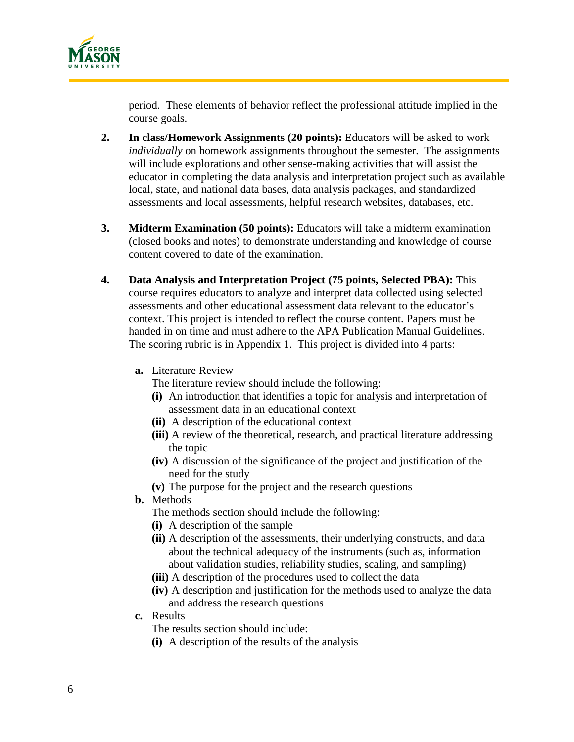period. These elements of behavior reflect the professional attitude implied in the course goals.

2. **In class/Homework Assignments (20 points):** Educators will be asked to work *individually* on homework assignments throughout the semester. The assignments will include explorations and other sense-making activities that will assist the educator in completing the data analysis and interpretation project such as available local, state, and national data bases, data analysis packages, and standardized assessments and local assessments, helpful research websites, databases, etc.

3. **Midterm Examination (50 points):** Educators will take a midterm examination (closed books and notes) to demonstrate understanding and knowledge of course content covered to date of the examination.

4. **Data Analysis and Interpretation Project (75 points, Selected PBA):** This course requires educators to analyze and interpret data collected using selected assessments and other educational assessment data relevant to the educator's context. This project is intended to reflect the course content. Papers must be handed in on time and must adhere to the APA Publication Manual Guidelines. The scoring rubric is in Appendix 1. This project is divided into 4 parts:

   **a.** Literature Review
   The literature review should include the following:
   **(i)** An introduction that identifies a topic for analysis and interpretation of assessment data in an educational context
   **(ii)** A description of the educational context
   **(iii)** A review of the theoretical, research, and practical literature addressing the topic
   **(iv)** A discussion of the significance of the project and justification of the need for the study
   **(v)** The purpose for the project and the research questions

   **b.** Methods
   The methods section should include the following:
   **(i)** A description of the sample
   **(ii)** A description of the assessments, their underlying constructs, and data about the technical adequacy of the instruments (such as, information about validation studies, reliability studies, scaling, and sampling)
   **(iii)** A description of the procedures used to collect the data
   **(iv)** A description and justification for the methods used to analyze the data and address the research questions

   **c.** Results
   The results section should include:
   **(i)** A description of the results of the analysis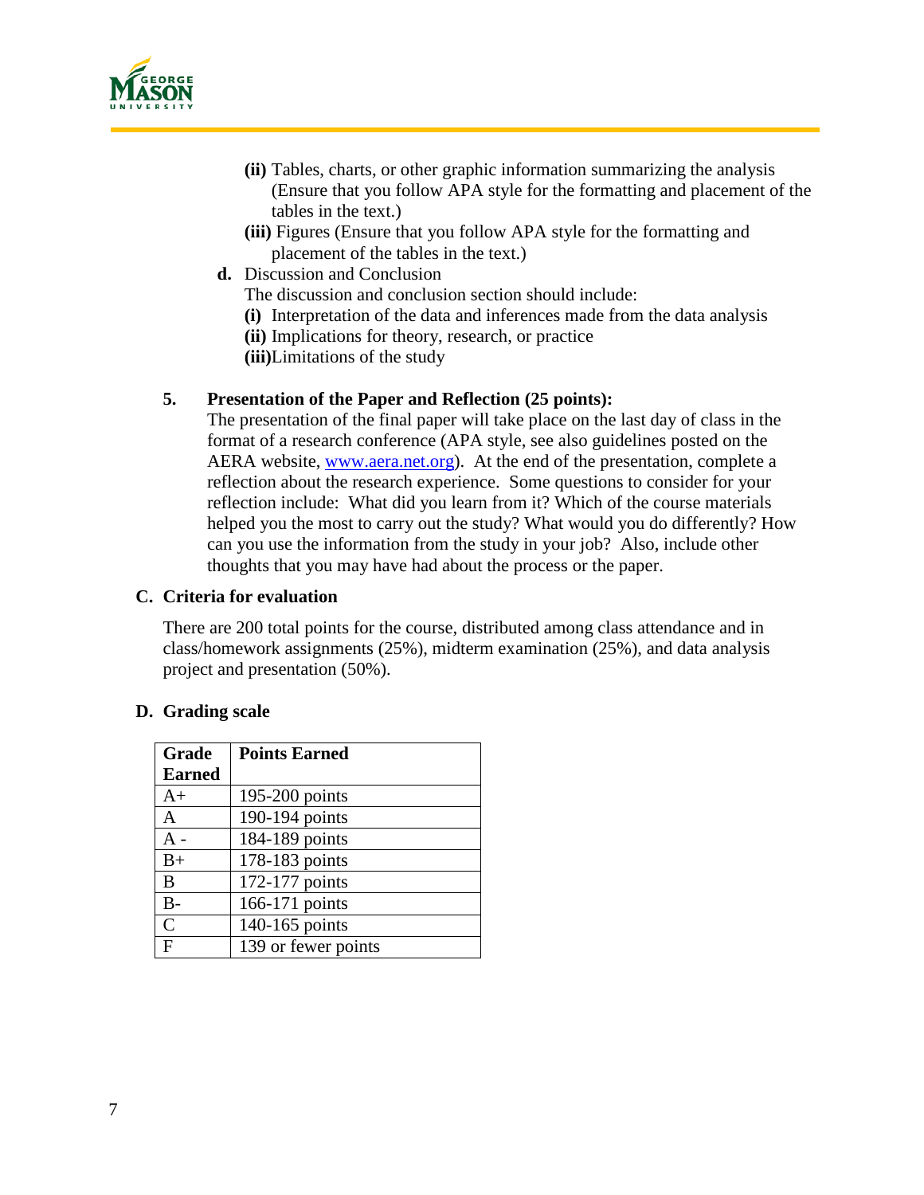- **(ii)** Tables, charts, or other graphic information summarizing the analysis (Ensure that you follow APA style for the formatting and placement of the tables in the text.)
- **(iii)** Figures (Ensure that you follow APA style for the formatting and placement of the tables in the text.)

**d.** Discussion and Conclusion

The discussion and conclusion section should include:

- **(i)** Interpretation of the data and inferences made from the data analysis
- **(ii)** Implications for theory, research, or practice
- **(iii)**Limitations of the study

**5. Presentation of the Paper and Reflection (25 points):**

The presentation of the final paper will take place on the last day of class in the format of a research conference (APA style, see also guidelines posted on the AERA website, www.aera.net.org). At the end of the presentation, complete a reflection about the research experience. Some questions to consider for your reflection include: What did you learn from it? Which of the course materials helped you the most to carry out the study? What would you do differently? How can you use the information from the study in your job? Also, include other thoughts that you may have had about the process or the paper.

## C. Criteria for evaluation

There are 200 total points for the course, distributed among class attendance and in class/homework assignments (25%), midterm examination (25%), and data analysis project and presentation (50%).

## D. Grading scale

| Grade Earned | Points Earned |
|---|---|
| A+ | 195-200 points |
| A | 190-194 points |
| A - | 184-189 points |
| B+ | 178-183 points |
| B | 172-177 points |
| B- | 166-171 points |
| C | 140-165 points |
| F | 139 or fewer points |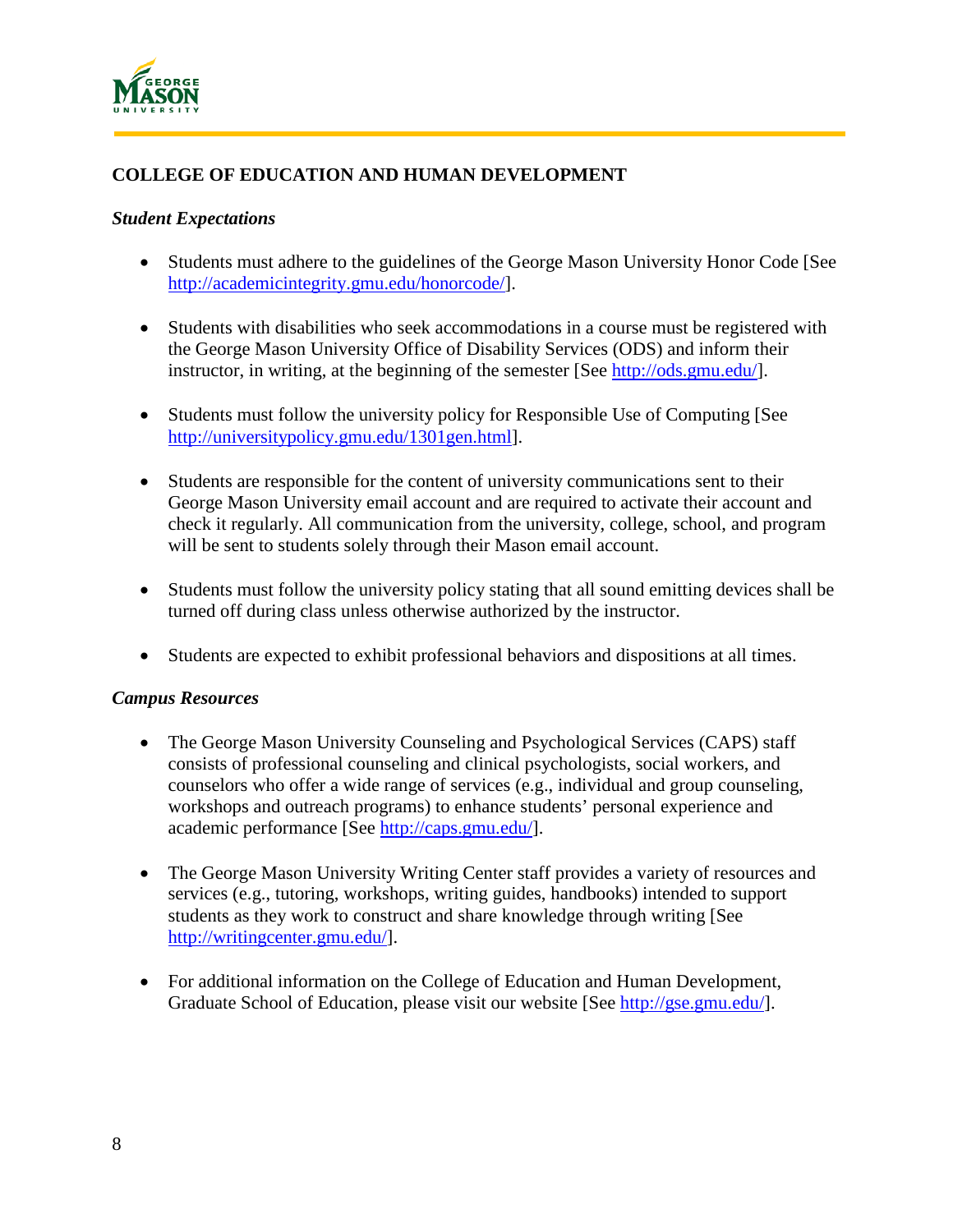## COLLEGE OF EDUCATION AND HUMAN DEVELOPMENT

### *Student Expectations*

- Students must adhere to the guidelines of the George Mason University Honor Code [See http://academicintegrity.gmu.edu/honorcode/].
- Students with disabilities who seek accommodations in a course must be registered with the George Mason University Office of Disability Services (ODS) and inform their instructor, in writing, at the beginning of the semester [See http://ods.gmu.edu/].
- Students must follow the university policy for Responsible Use of Computing [See http://universitypolicy.gmu.edu/1301gen.html].
- Students are responsible for the content of university communications sent to their George Mason University email account and are required to activate their account and check it regularly. All communication from the university, college, school, and program will be sent to students solely through their Mason email account.
- Students must follow the university policy stating that all sound emitting devices shall be turned off during class unless otherwise authorized by the instructor.
- Students are expected to exhibit professional behaviors and dispositions at all times.

### *Campus Resources*

- The George Mason University Counseling and Psychological Services (CAPS) staff consists of professional counseling and clinical psychologists, social workers, and counselors who offer a wide range of services (e.g., individual and group counseling, workshops and outreach programs) to enhance students' personal experience and academic performance [See http://caps.gmu.edu/].
- The George Mason University Writing Center staff provides a variety of resources and services (e.g., tutoring, workshops, writing guides, handbooks) intended to support students as they work to construct and share knowledge through writing [See http://writingcenter.gmu.edu/].
- For additional information on the College of Education and Human Development, Graduate School of Education, please visit our website [See http://gse.gmu.edu/].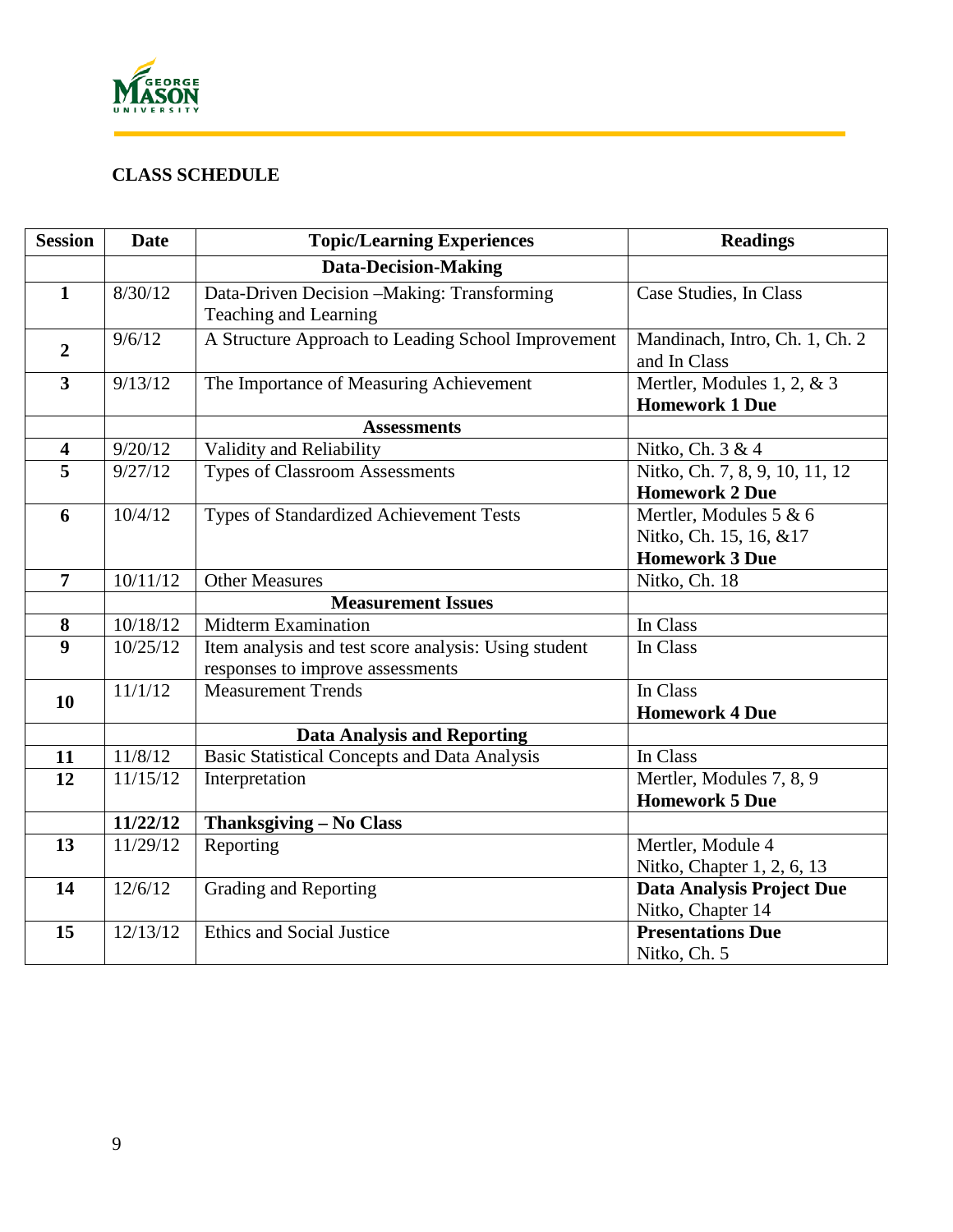**CLASS SCHEDULE**

| Session | Date | Topic/Learning Experiences | Readings |
|---|---|---|---|
| | | **Data-Decision-Making** | |
| **1** | 8/30/12 | Data-Driven Decision –Making: Transforming Teaching and Learning | Case Studies, In Class |
| **2** | 9/6/12 | A Structure Approach to Leading School Improvement | Mandinach, Intro, Ch. 1, Ch. 2 and In Class |
| **3** | 9/13/12 | The Importance of Measuring Achievement | Mertler, Modules 1, 2, & 3 **Homework 1 Due** |
| | | **Assessments** | |
| **4** | 9/20/12 | Validity and Reliability | Nitko, Ch. 3 & 4 |
| **5** | 9/27/12 | Types of Classroom Assessments | Nitko, Ch. 7, 8, 9, 10, 11, 12 **Homework 2 Due** |
| **6** | 10/4/12 | Types of Standardized Achievement Tests | Mertler, Modules 5 & 6 Nitko, Ch. 15, 16, &17 **Homework 3 Due** |
| **7** | 10/11/12 | Other Measures | Nitko, Ch. 18 |
| | | **Measurement Issues** | |
| **8** | 10/18/12 | Midterm Examination | In Class |
| **9** | 10/25/12 | Item analysis and test score analysis: Using student responses to improve assessments | In Class |
| **10** | 11/1/12 | Measurement Trends | In Class **Homework 4 Due** |
| | | **Data Analysis and Reporting** | |
| **11** | 11/8/12 | Basic Statistical Concepts and Data Analysis | In Class |
| **12** | 11/15/12 | Interpretation | Mertler, Modules 7, 8, 9 **Homework 5 Due** |
| | **11/22/12** | **Thanksgiving – No Class** | |
| **13** | 11/29/12 | Reporting | Mertler, Module 4 Nitko, Chapter 1, 2, 6, 13 |
| **14** | 12/6/12 | Grading and Reporting | **Data Analysis Project Due** Nitko, Chapter 14 |
| **15** | 12/13/12 | Ethics and Social Justice | **Presentations Due** Nitko, Ch. 5 |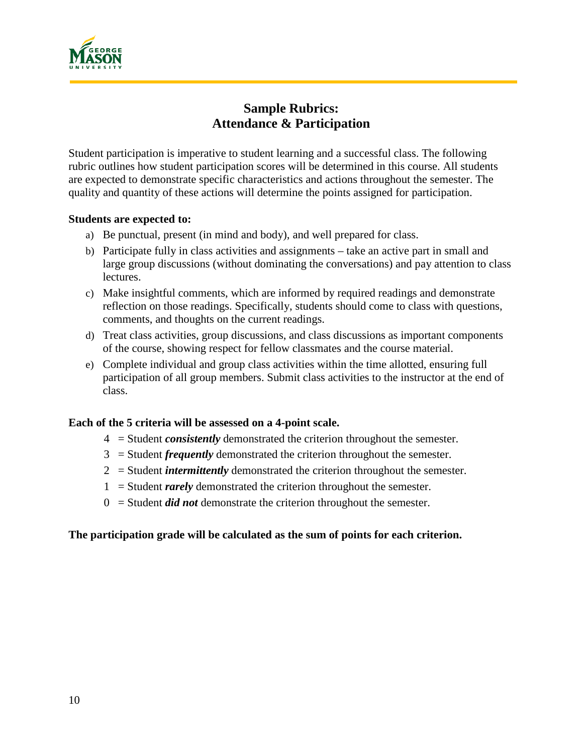# Sample Rubrics: Attendance & Participation

Student participation is imperative to student learning and a successful class. The following rubric outlines how student participation scores will be determined in this course. All students are expected to demonstrate specific characteristics and actions throughout the semester. The quality and quantity of these actions will determine the points assigned for participation.

**Students are expected to:**

a) Be punctual, present (in mind and body), and well prepared for class.
b) Participate fully in class activities and assignments – take an active part in small and large group discussions (without dominating the conversations) and pay attention to class lectures.
c) Make insightful comments, which are informed by required readings and demonstrate reflection on those readings. Specifically, students should come to class with questions, comments, and thoughts on the current readings.
d) Treat class activities, group discussions, and class discussions as important components of the course, showing respect for fellow classmates and the course material.
e) Complete individual and group class activities within the time allotted, ensuring full participation of all group members. Submit class activities to the instructor at the end of class.

**Each of the 5 criteria will be assessed on a 4-point scale.**

4 = Student ***consistently*** demonstrated the criterion throughout the semester.
3 = Student ***frequently*** demonstrated the criterion throughout the semester.
2 = Student ***intermittently*** demonstrated the criterion throughout the semester.
1 = Student ***rarely*** demonstrated the criterion throughout the semester.
0 = Student ***did not*** demonstrate the criterion throughout the semester.

**The participation grade will be calculated as the sum of points for each criterion.**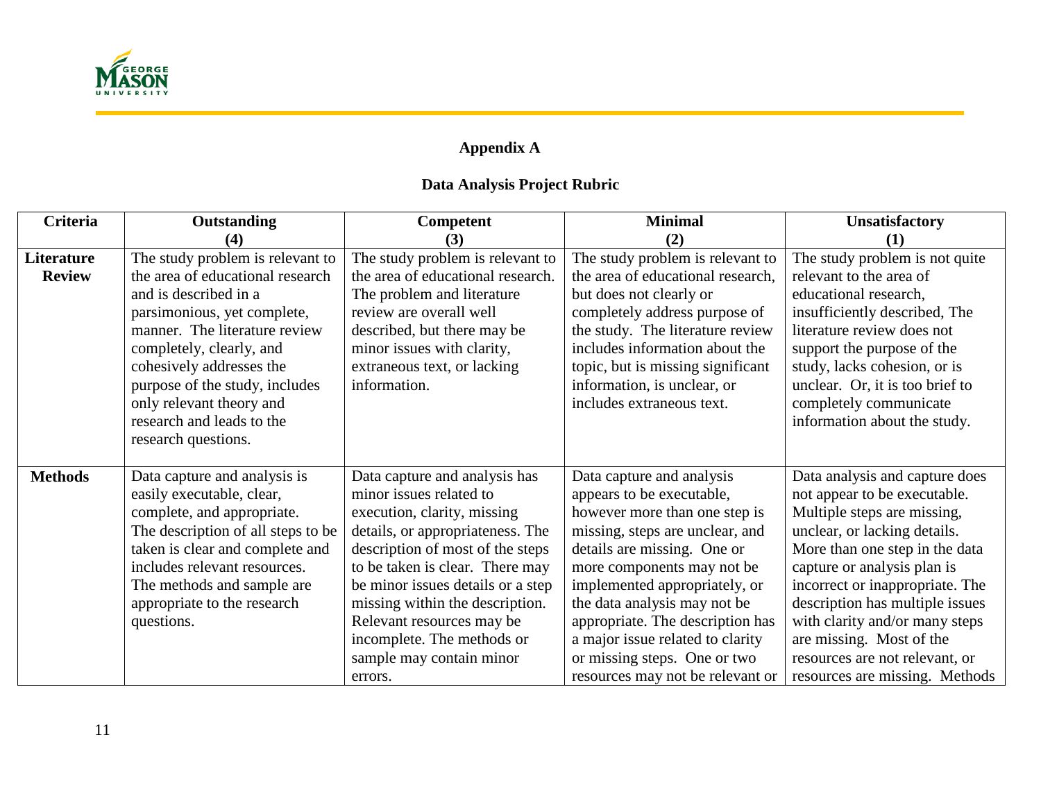**Appendix A**

**Data Analysis Project Rubric**

| Criteria | Outstanding (4) | Competent (3) | Minimal (2) | Unsatisfactory (1) |
|---|---|---|---|---|
| **Literature Review** | The study problem is relevant to the area of educational research and is described in a parsimonious, yet complete, manner. The literature review completely, clearly, and cohesively addresses the purpose of the study, includes only relevant theory and research and leads to the research questions. | The study problem is relevant to the area of educational research. The problem and literature review are overall well described, but there may be minor issues with clarity, extraneous text, or lacking information. | The study problem is relevant to the area of educational research, but does not clearly or completely address purpose of the study. The literature review includes information about the topic, but is missing significant information, is unclear, or includes extraneous text. | The study problem is not quite relevant to the area of educational research, insufficiently described, The literature review does not support the purpose of the study, lacks cohesion, or is unclear. Or, it is too brief to completely communicate information about the study. |
| **Methods** | Data capture and analysis is easily executable, clear, complete, and appropriate. The description of all steps to be taken is clear and complete and includes relevant resources. The methods and sample are appropriate to the research questions. | Data capture and analysis has minor issues related to execution, clarity, missing details, or appropriateness. The description of most of the steps to be taken is clear. There may be minor issues details or a step missing within the description. Relevant resources may be incomplete. The methods or sample may contain minor errors. | Data capture and analysis appears to be executable, however more than one step is missing, steps are unclear, and details are missing. One or more components may not be implemented appropriately, or the data analysis may not be appropriate. The description has a major issue related to clarity or missing steps. One or two resources may not be relevant or | Data analysis and capture does not appear to be executable. Multiple steps are missing, unclear, or lacking details. More than one step in the data capture or analysis plan is incorrect or inappropriate. The description has multiple issues with clarity and/or many steps are missing. Most of the resources are not relevant, or resources are missing. Methods |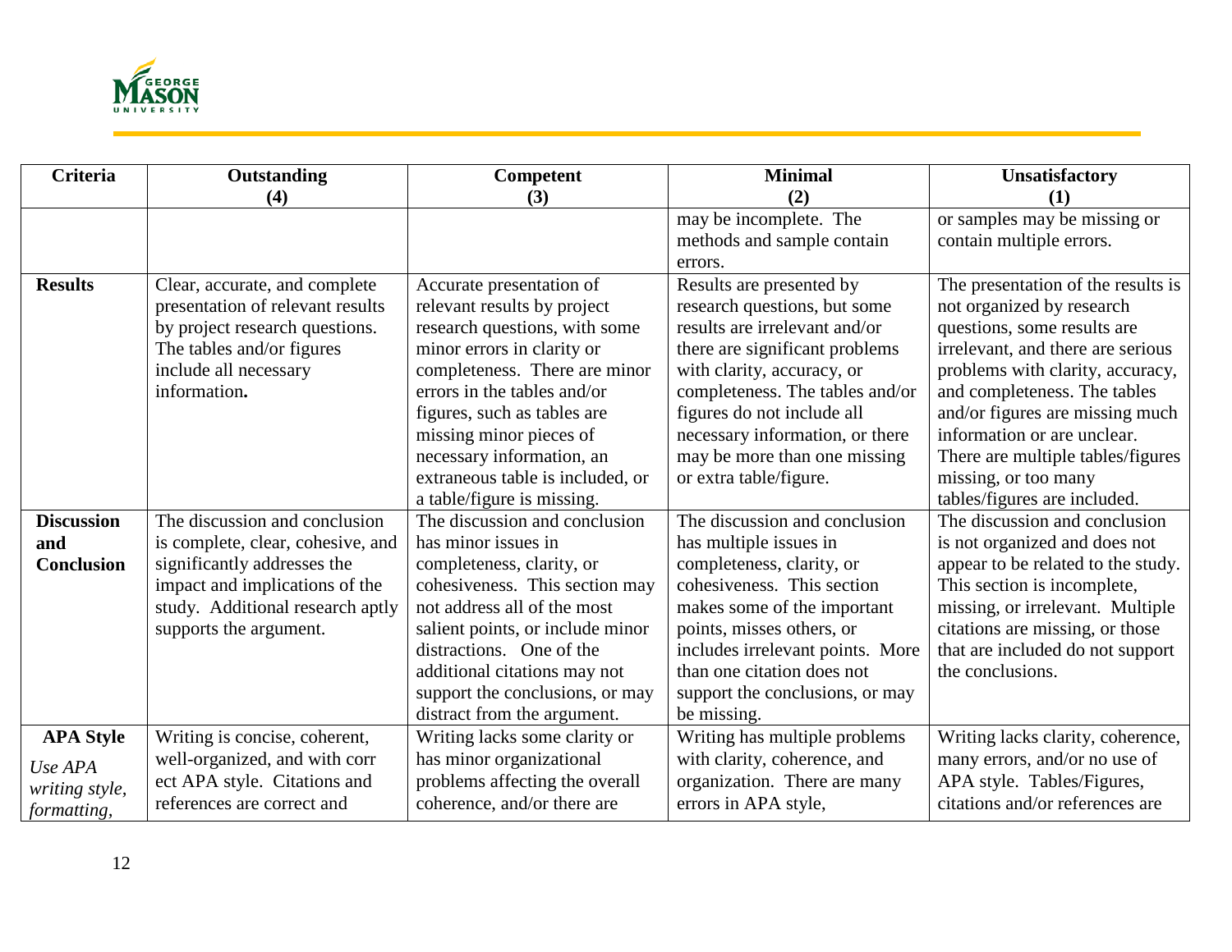| Criteria | Outstanding (4) | Competent (3) | Minimal (2) | Unsatisfactory (1) |
|---|---|---|---|---|
| | | | may be incomplete. The methods and sample contain errors. | or samples may be missing or contain multiple errors. |
| **Results** | Clear, accurate, and complete presentation of relevant results by project research questions. The tables and/or figures include all necessary information**.** | Accurate presentation of relevant results by project research questions, with some minor errors in clarity or completeness. There are minor errors in the tables and/or figures, such as tables are missing minor pieces of necessary information, an extraneous table is included, or a table/figure is missing. | Results are presented by research questions, but some results are irrelevant and/or there are significant problems with clarity, accuracy, or completeness. The tables and/or figures do not include all necessary information, or there may be more than one missing or extra table/figure. | The presentation of the results is not organized by research questions, some results are irrelevant, and there are serious problems with clarity, accuracy, and completeness. The tables and/or figures are missing much information or are unclear. There are multiple tables/figures missing, or too many tables/figures are included. |
| **Discussion and Conclusion** | The discussion and conclusion is complete, clear, cohesive, and significantly addresses the impact and implications of the study. Additional research aptly supports the argument. | The discussion and conclusion has minor issues in completeness, clarity, or cohesiveness. This section may not address all of the most salient points, or include minor distractions. One of the additional citations may not support the conclusions, or may distract from the argument. | The discussion and conclusion has multiple issues in completeness, clarity, or cohesiveness. This section makes some of the important points, misses others, or includes irrelevant points. More than one citation does not support the conclusions, or may be missing. | The discussion and conclusion is not organized and does not appear to be related to the study. This section is incomplete, missing, or irrelevant. Multiple citations are missing, or those that are included do not support the conclusions. |
| **APA Style** *Use APA writing style, formatting,* | Writing is concise, coherent, well-organized, and with corr ect APA style. Citations and references are correct and | Writing lacks some clarity or has minor organizational problems affecting the overall coherence, and/or there are | Writing has multiple problems with clarity, coherence, and organization. There are many errors in APA style, | Writing lacks clarity, coherence, many errors, and/or no use of APA style. Tables/Figures, citations and/or references are |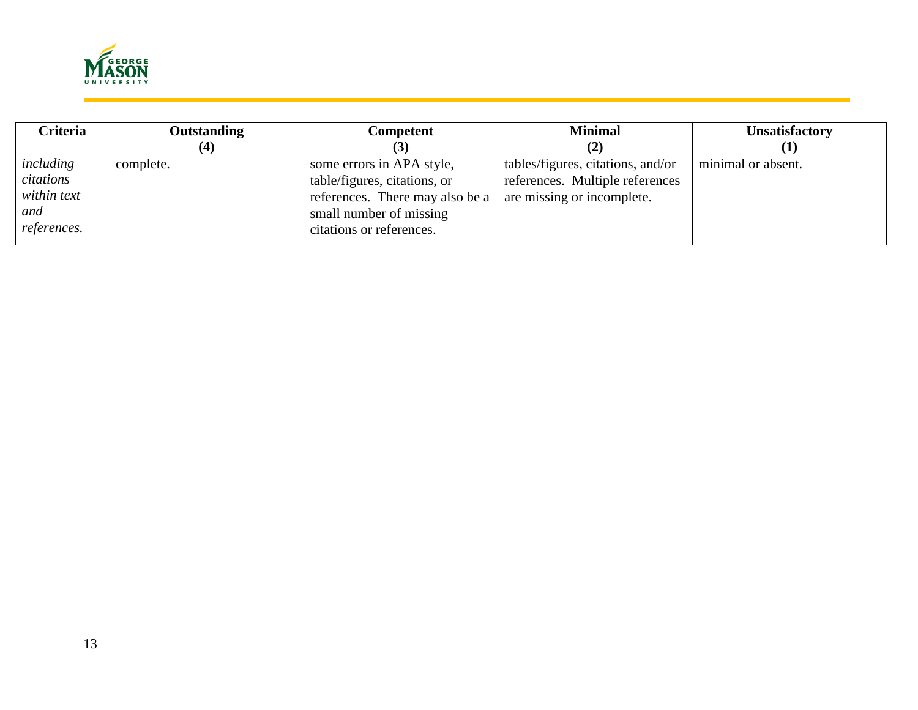| Criteria | Outstanding (4) | Competent (3) | Minimal (2) | Unsatisfactory (1) |
|---|---|---|---|---|
| *including citations within text and references.* | complete. | some errors in APA style, table/figures, citations, or references. There may also be a small number of missing citations or references. | tables/figures, citations, and/or references. Multiple references are missing or incomplete. | minimal or absent. |